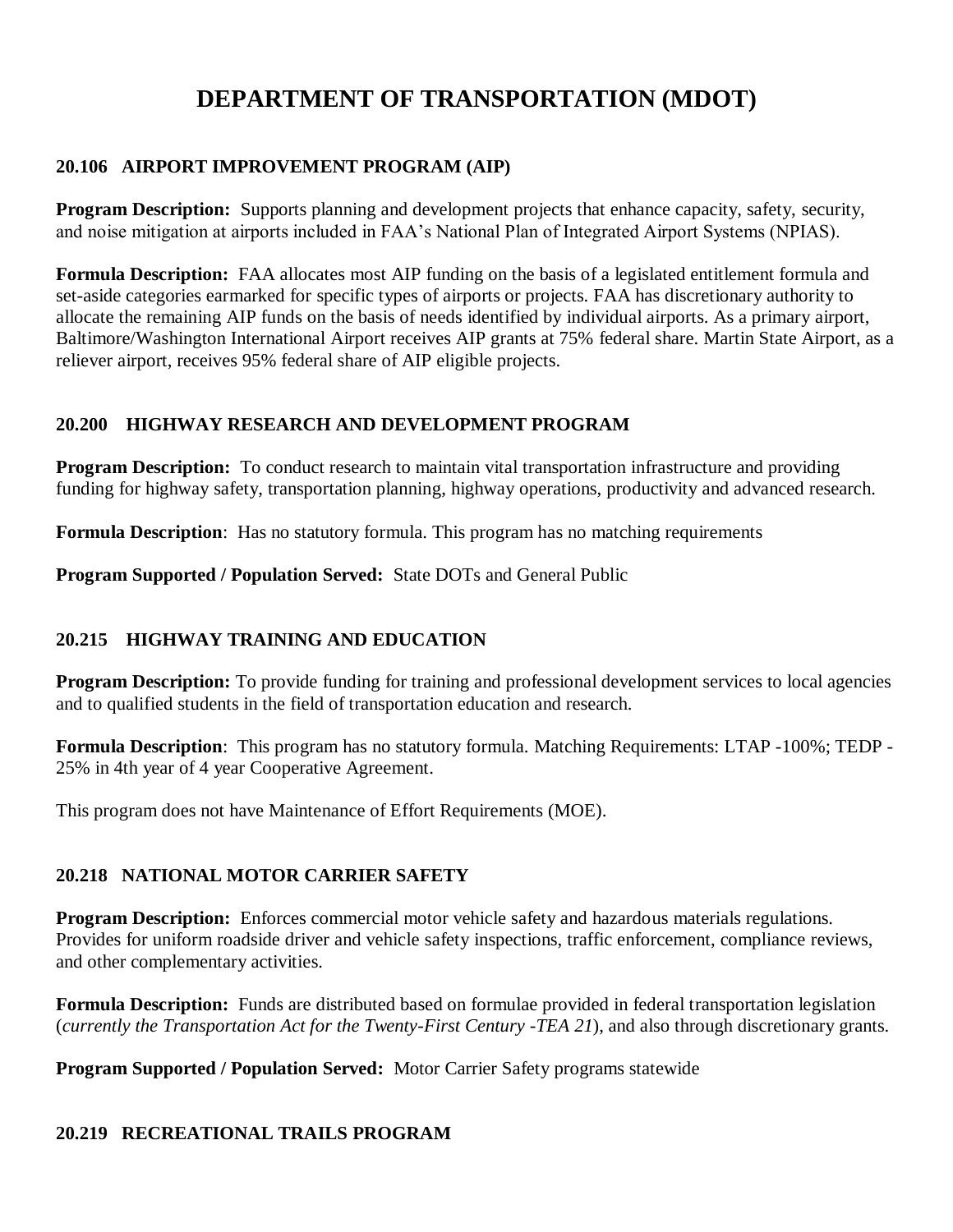# DEPARTMENT OF TRANSPORTATION (MDOT)

### 20.106 AIRPORT IMPROVEMENT PROGRAM (AIP)

**Program Description:** Supports planning and development projects that enhance capacity, safety, security, and noise mitigation at airports included in FAA's National Plan of Integrated Airport Systems (NPIAS).

**Formula Description:** FAA allocates most AIP funding on the basis of a legislated entitlement formula and set-aside categories earmarked for specific types of airports or projects. FAA has discretionary authority to allocate the remaining AIP funds on the basis of needs identified by individual airports. As a primary airport, Baltimore/Washington International Airport receives AIP grants at 75% federal share. Martin State Airport, as a reliever airport, receives 95% federal share of AIP eligible projects.

### 20.200 HIGHWAY RESEARCH AND DEVELOPMENT PROGRAM

**Program Description:** To conduct research to maintain vital transportation infrastructure and providing funding for highway safety, transportation planning, highway operations, productivity and advanced research.

**Formula Description**: Has no statutory formula. This program has no matching requirements

**Program Supported / Population Served:** State DOTs and General Public

### 20.215 HIGHWAY TRAINING AND EDUCATION

**Program Description:** To provide funding for training and professional development services to local agencies and to qualified students in the field of transportation education and research.

**Formula Description**: This program has no statutory formula. Matching Requirements: LTAP -100%; TEDP - 25% in 4th year of 4 year Cooperative Agreement.

This program does not have Maintenance of Effort Requirements (MOE).

### 20.218 NATIONAL MOTOR CARRIER SAFETY

**Program Description:** Enforces commercial motor vehicle safety and hazardous materials regulations. Provides for uniform roadside driver and vehicle safety inspections, traffic enforcement, compliance reviews, and other complementary activities.

**Formula Description:** Funds are distributed based on formulae provided in federal transportation legislation (*currently the Transportation Act for the Twenty-First Century -TEA 21*), and also through discretionary grants.

**Program Supported / Population Served:** Motor Carrier Safety programs statewide

### 20.219 RECREATIONAL TRAILS PROGRAM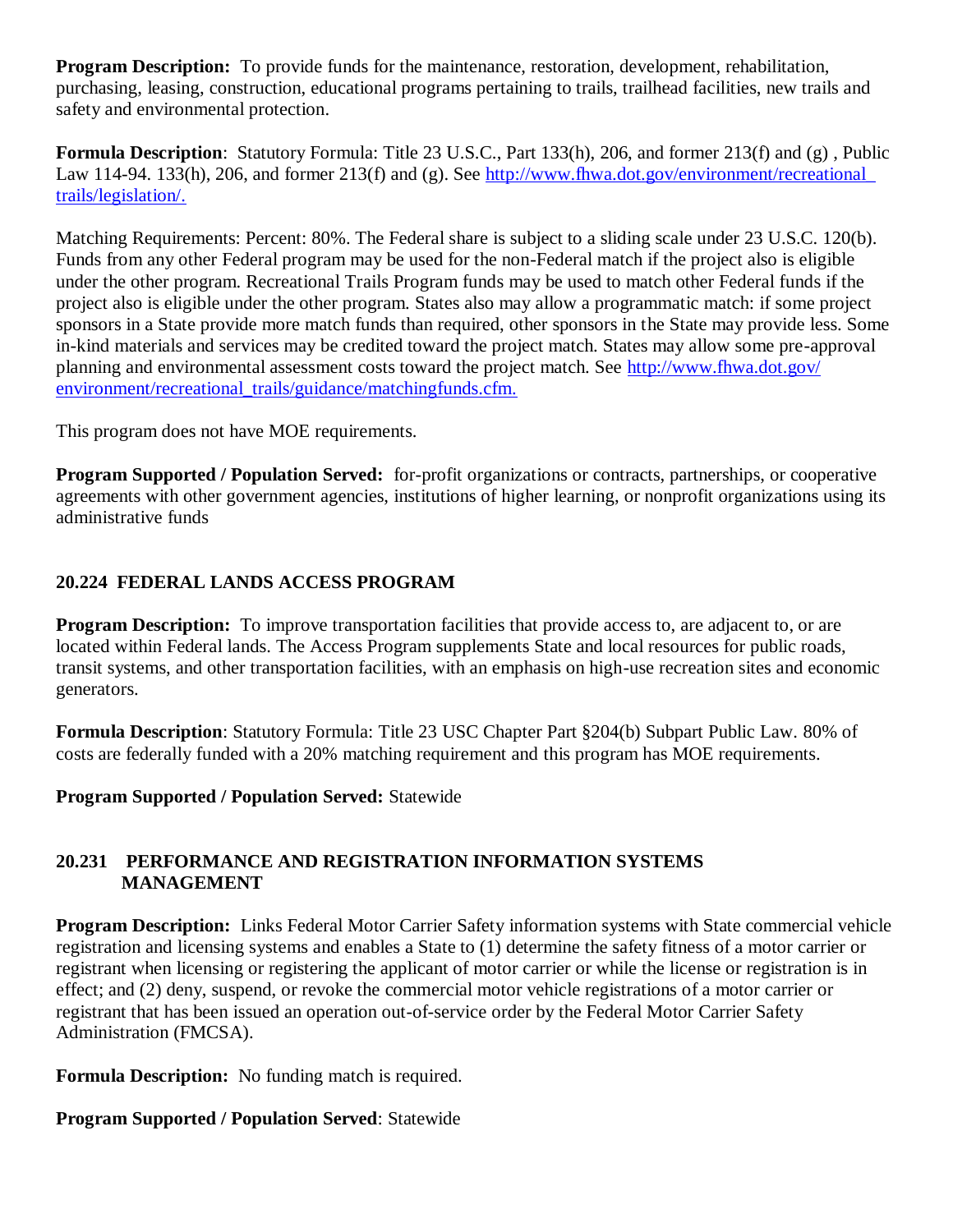**Program Description:** To provide funds for the maintenance, restoration, development, rehabilitation, purchasing, leasing, construction, educational programs pertaining to trails, trailhead facilities, new trails and safety and environmental protection.

**Formula Description**: Statutory Formula: Title 23 U.S.C., Part 133(h), 206, and former 213(f) and (g) , Public Law 114-94. 133(h), 206, and former 213(f) and (g). See http://www.fhwa.dot.gov/environment/recreational_trails/legislation/.

Matching Requirements: Percent: 80%. The Federal share is subject to a sliding scale under 23 U.S.C. 120(b). Funds from any other Federal program may be used for the non-Federal match if the project also is eligible under the other program. Recreational Trails Program funds may be used to match other Federal funds if the project also is eligible under the other program. States also may allow a programmatic match: if some project sponsors in a State provide more match funds than required, other sponsors in the State may provide less. Some in-kind materials and services may be credited toward the project match. States may allow some pre-approval planning and environmental assessment costs toward the project match. See http://www.fhwa.dot.gov/environment/recreational_trails/guidance/matchingfunds.cfm.

This program does not have MOE requirements.

**Program Supported / Population Served:** for-profit organizations or contracts, partnerships, or cooperative agreements with other government agencies, institutions of higher learning, or nonprofit organizations using its administrative funds

## 20.224 FEDERAL LANDS ACCESS PROGRAM

**Program Description:** To improve transportation facilities that provide access to, are adjacent to, or are located within Federal lands. The Access Program supplements State and local resources for public roads, transit systems, and other transportation facilities, with an emphasis on high-use recreation sites and economic generators.

**Formula Description**: Statutory Formula: Title 23 USC Chapter Part §204(b) Subpart Public Law. 80% of costs are federally funded with a 20% matching requirement and this program has MOE requirements.

**Program Supported / Population Served:** Statewide

## 20.231 PERFORMANCE AND REGISTRATION INFORMATION SYSTEMS MANAGEMENT

**Program Description:** Links Federal Motor Carrier Safety information systems with State commercial vehicle registration and licensing systems and enables a State to (1) determine the safety fitness of a motor carrier or registrant when licensing or registering the applicant of motor carrier or while the license or registration is in effect; and (2) deny, suspend, or revoke the commercial motor vehicle registrations of a motor carrier or registrant that has been issued an operation out-of-service order by the Federal Motor Carrier Safety Administration (FMCSA).

**Formula Description:** No funding match is required.

**Program Supported / Population Served**: Statewide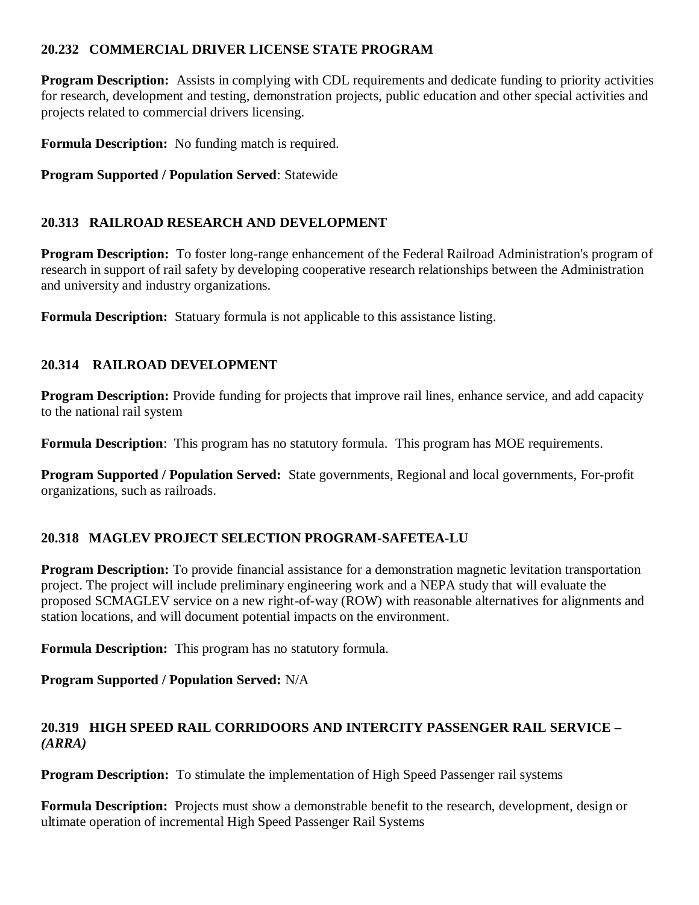### 20.232 COMMERCIAL DRIVER LICENSE STATE PROGRAM

**Program Description:** Assists in complying with CDL requirements and dedicate funding to priority activities for research, development and testing, demonstration projects, public education and other special activities and projects related to commercial drivers licensing.

**Formula Description:** No funding match is required.

**Program Supported / Population Served**: Statewide

### 20.313 RAILROAD RESEARCH AND DEVELOPMENT

**Program Description:** To foster long-range enhancement of the Federal Railroad Administration's program of research in support of rail safety by developing cooperative research relationships between the Administration and university and industry organizations.

**Formula Description:** Statuary formula is not applicable to this assistance listing.

### 20.314 RAILROAD DEVELOPMENT

**Program Description:** Provide funding for projects that improve rail lines, enhance service, and add capacity to the national rail system

**Formula Description**: This program has no statutory formula. This program has MOE requirements.

**Program Supported / Population Served:** State governments, Regional and local governments, For-profit organizations, such as railroads.

### 20.318 MAGLEV PROJECT SELECTION PROGRAM-SAFETEA-LU

**Program Description:** To provide financial assistance for a demonstration magnetic levitation transportation project. The project will include preliminary engineering work and a NEPA study that will evaluate the proposed SCMAGLEV service on a new right-of-way (ROW) with reasonable alternatives for alignments and station locations, and will document potential impacts on the environment.

**Formula Description:** This program has no statutory formula.

**Program Supported / Population Served:** N/A

### 20.319 HIGH SPEED RAIL CORRIDOORS AND INTERCITY PASSENGER RAIL SERVICE – *(ARRA)*

**Program Description:** To stimulate the implementation of High Speed Passenger rail systems

**Formula Description:** Projects must show a demonstrable benefit to the research, development, design or ultimate operation of incremental High Speed Passenger Rail Systems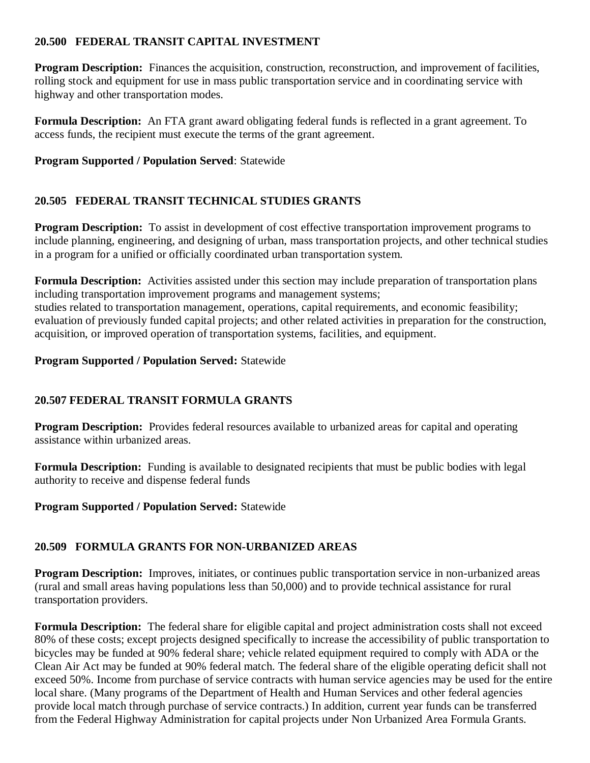### 20.500 FEDERAL TRANSIT CAPITAL INVESTMENT

**Program Description:** Finances the acquisition, construction, reconstruction, and improvement of facilities, rolling stock and equipment for use in mass public transportation service and in coordinating service with highway and other transportation modes.

**Formula Description:** An FTA grant award obligating federal funds is reflected in a grant agreement. To access funds, the recipient must execute the terms of the grant agreement.

**Program Supported / Population Served**: Statewide

### 20.505 FEDERAL TRANSIT TECHNICAL STUDIES GRANTS

**Program Description:** To assist in development of cost effective transportation improvement programs to include planning, engineering, and designing of urban, mass transportation projects, and other technical studies in a program for a unified or officially coordinated urban transportation system.

**Formula Description:** Activities assisted under this section may include preparation of transportation plans including transportation improvement programs and management systems;
studies related to transportation management, operations, capital requirements, and economic feasibility; evaluation of previously funded capital projects; and other related activities in preparation for the construction, acquisition, or improved operation of transportation systems, facilities, and equipment.

**Program Supported / Population Served:** Statewide

### 20.507 FEDERAL TRANSIT FORMULA GRANTS

**Program Description:** Provides federal resources available to urbanized areas for capital and operating assistance within urbanized areas.

**Formula Description:** Funding is available to designated recipients that must be public bodies with legal authority to receive and dispense federal funds

**Program Supported / Population Served:** Statewide

### 20.509 FORMULA GRANTS FOR NON-URBANIZED AREAS

**Program Description:** Improves, initiates, or continues public transportation service in non-urbanized areas (rural and small areas having populations less than 50,000) and to provide technical assistance for rural transportation providers.

**Formula Description:** The federal share for eligible capital and project administration costs shall not exceed 80% of these costs; except projects designed specifically to increase the accessibility of public transportation to bicycles may be funded at 90% federal share; vehicle related equipment required to comply with ADA or the Clean Air Act may be funded at 90% federal match. The federal share of the eligible operating deficit shall not exceed 50%. Income from purchase of service contracts with human service agencies may be used for the entire local share. (Many programs of the Department of Health and Human Services and other federal agencies provide local match through purchase of service contracts.) In addition, current year funds can be transferred from the Federal Highway Administration for capital projects under Non Urbanized Area Formula Grants.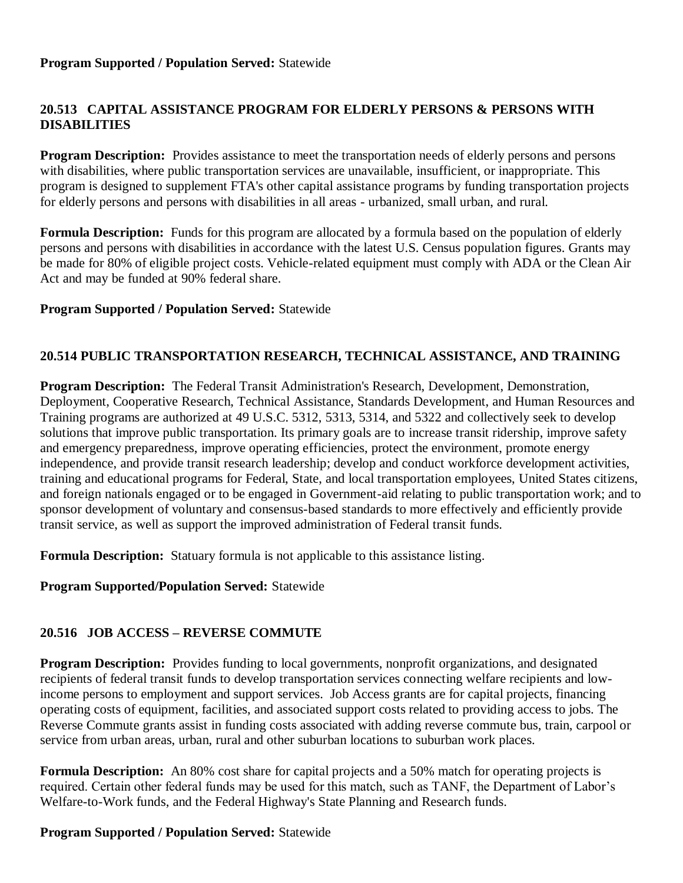**Program Supported / Population Served:** Statewide

### 20.513 CAPITAL ASSISTANCE PROGRAM FOR ELDERLY PERSONS & PERSONS WITH DISABILITIES

**Program Description:** Provides assistance to meet the transportation needs of elderly persons and persons with disabilities, where public transportation services are unavailable, insufficient, or inappropriate. This program is designed to supplement FTA's other capital assistance programs by funding transportation projects for elderly persons and persons with disabilities in all areas - urbanized, small urban, and rural.

**Formula Description:** Funds for this program are allocated by a formula based on the population of elderly persons and persons with disabilities in accordance with the latest U.S. Census population figures. Grants may be made for 80% of eligible project costs. Vehicle-related equipment must comply with ADA or the Clean Air Act and may be funded at 90% federal share.

**Program Supported / Population Served:** Statewide

### 20.514 PUBLIC TRANSPORTATION RESEARCH, TECHNICAL ASSISTANCE, AND TRAINING

**Program Description:** The Federal Transit Administration's Research, Development, Demonstration, Deployment, Cooperative Research, Technical Assistance, Standards Development, and Human Resources and Training programs are authorized at 49 U.S.C. 5312, 5313, 5314, and 5322 and collectively seek to develop solutions that improve public transportation. Its primary goals are to increase transit ridership, improve safety and emergency preparedness, improve operating efficiencies, protect the environment, promote energy independence, and provide transit research leadership; develop and conduct workforce development activities, training and educational programs for Federal, State, and local transportation employees, United States citizens, and foreign nationals engaged or to be engaged in Government-aid relating to public transportation work; and to sponsor development of voluntary and consensus-based standards to more effectively and efficiently provide transit service, as well as support the improved administration of Federal transit funds.

**Formula Description:** Statuary formula is not applicable to this assistance listing.

**Program Supported/Population Served:** Statewide

### 20.516 JOB ACCESS – REVERSE COMMUTE

**Program Description:** Provides funding to local governments, nonprofit organizations, and designated recipients of federal transit funds to develop transportation services connecting welfare recipients and low-income persons to employment and support services. Job Access grants are for capital projects, financing operating costs of equipment, facilities, and associated support costs related to providing access to jobs. The Reverse Commute grants assist in funding costs associated with adding reverse commute bus, train, carpool or service from urban areas, urban, rural and other suburban locations to suburban work places.

**Formula Description:** An 80% cost share for capital projects and a 50% match for operating projects is required. Certain other federal funds may be used for this match, such as TANF, the Department of Labor's Welfare-to-Work funds, and the Federal Highway's State Planning and Research funds.

**Program Supported / Population Served:** Statewide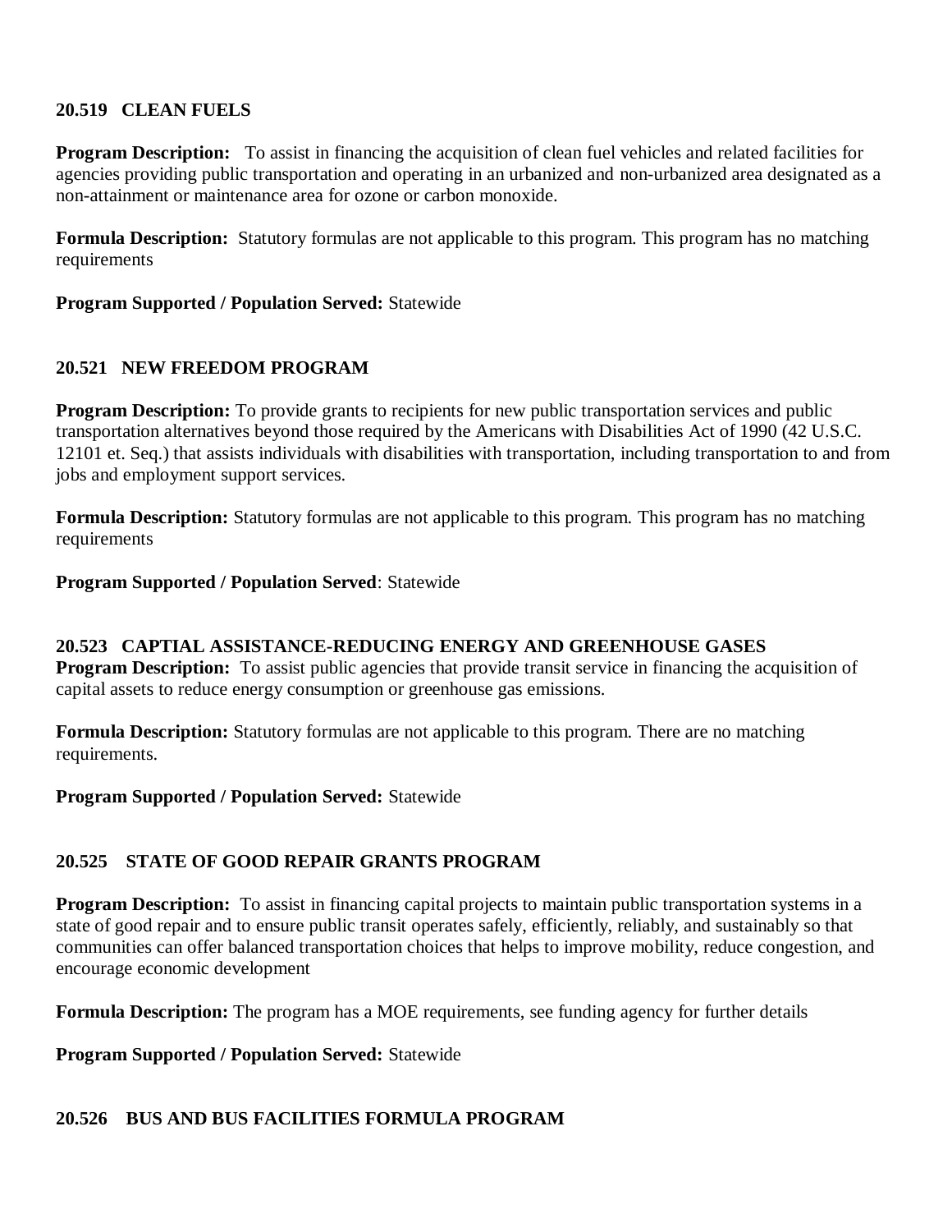### 20.519 CLEAN FUELS

**Program Description:** To assist in financing the acquisition of clean fuel vehicles and related facilities for agencies providing public transportation and operating in an urbanized and non-urbanized area designated as a non-attainment or maintenance area for ozone or carbon monoxide.

**Formula Description:** Statutory formulas are not applicable to this program. This program has no matching requirements

**Program Supported / Population Served:** Statewide

### 20.521 NEW FREEDOM PROGRAM

**Program Description:** To provide grants to recipients for new public transportation services and public transportation alternatives beyond those required by the Americans with Disabilities Act of 1990 (42 U.S.C. 12101 et. Seq.) that assists individuals with disabilities with transportation, including transportation to and from jobs and employment support services.

**Formula Description:** Statutory formulas are not applicable to this program. This program has no matching requirements

**Program Supported / Population Served**: Statewide

### 20.523 CAPTIAL ASSISTANCE-REDUCING ENERGY AND GREENHOUSE GASES

**Program Description:** To assist public agencies that provide transit service in financing the acquisition of capital assets to reduce energy consumption or greenhouse gas emissions.

**Formula Description:** Statutory formulas are not applicable to this program. There are no matching requirements.

**Program Supported / Population Served:** Statewide

### 20.525 STATE OF GOOD REPAIR GRANTS PROGRAM

**Program Description:** To assist in financing capital projects to maintain public transportation systems in a state of good repair and to ensure public transit operates safely, efficiently, reliably, and sustainably so that communities can offer balanced transportation choices that helps to improve mobility, reduce congestion, and encourage economic development

**Formula Description:** The program has a MOE requirements, see funding agency for further details

**Program Supported / Population Served:** Statewide

### 20.526 BUS AND BUS FACILITIES FORMULA PROGRAM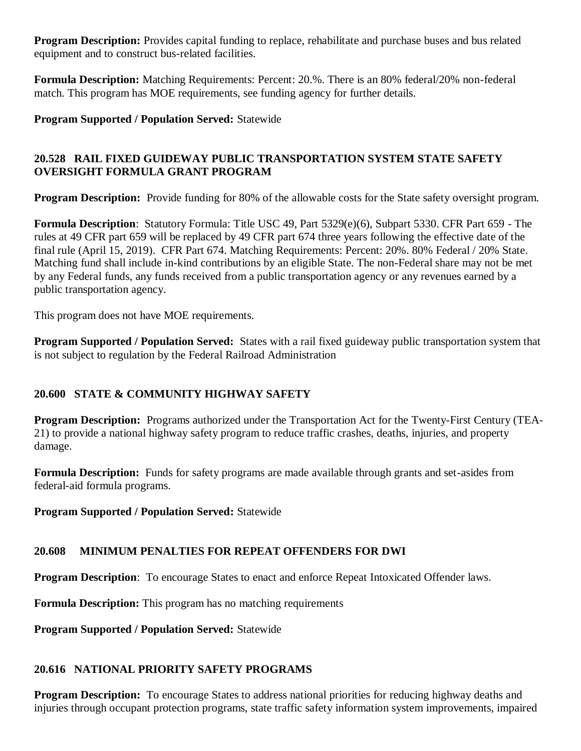**Program Description:** Provides capital funding to replace, rehabilitate and purchase buses and bus related equipment and to construct bus-related facilities.

**Formula Description:** Matching Requirements: Percent: 20.%. There is an 80% federal/20% non-federal match. This program has MOE requirements, see funding agency for further details.

**Program Supported / Population Served:** Statewide

### 20.528 RAIL FIXED GUIDEWAY PUBLIC TRANSPORTATION SYSTEM STATE SAFETY OVERSIGHT FORMULA GRANT PROGRAM

**Program Description:** Provide funding for 80% of the allowable costs for the State safety oversight program.

**Formula Description**: Statutory Formula: Title USC 49, Part 5329(e)(6), Subpart 5330. CFR Part 659 - The rules at 49 CFR part 659 will be replaced by 49 CFR part 674 three years following the effective date of the final rule (April 15, 2019). CFR Part 674. Matching Requirements: Percent: 20%. 80% Federal / 20% State. Matching fund shall include in-kind contributions by an eligible State. The non-Federal share may not be met by any Federal funds, any funds received from a public transportation agency or any revenues earned by a public transportation agency.

This program does not have MOE requirements.

**Program Supported / Population Served:** States with a rail fixed guideway public transportation system that is not subject to regulation by the Federal Railroad Administration

### 20.600 STATE & COMMUNITY HIGHWAY SAFETY

**Program Description:** Programs authorized under the Transportation Act for the Twenty-First Century (TEA-21) to provide a national highway safety program to reduce traffic crashes, deaths, injuries, and property damage.

**Formula Description:** Funds for safety programs are made available through grants and set-asides from federal-aid formula programs.

**Program Supported / Population Served:** Statewide

### 20.608 MINIMUM PENALTIES FOR REPEAT OFFENDERS FOR DWI

**Program Description**: To encourage States to enact and enforce Repeat Intoxicated Offender laws.

**Formula Description:** This program has no matching requirements

**Program Supported / Population Served:** Statewide

### 20.616 NATIONAL PRIORITY SAFETY PROGRAMS

**Program Description:** To encourage States to address national priorities for reducing highway deaths and injuries through occupant protection programs, state traffic safety information system improvements, impaired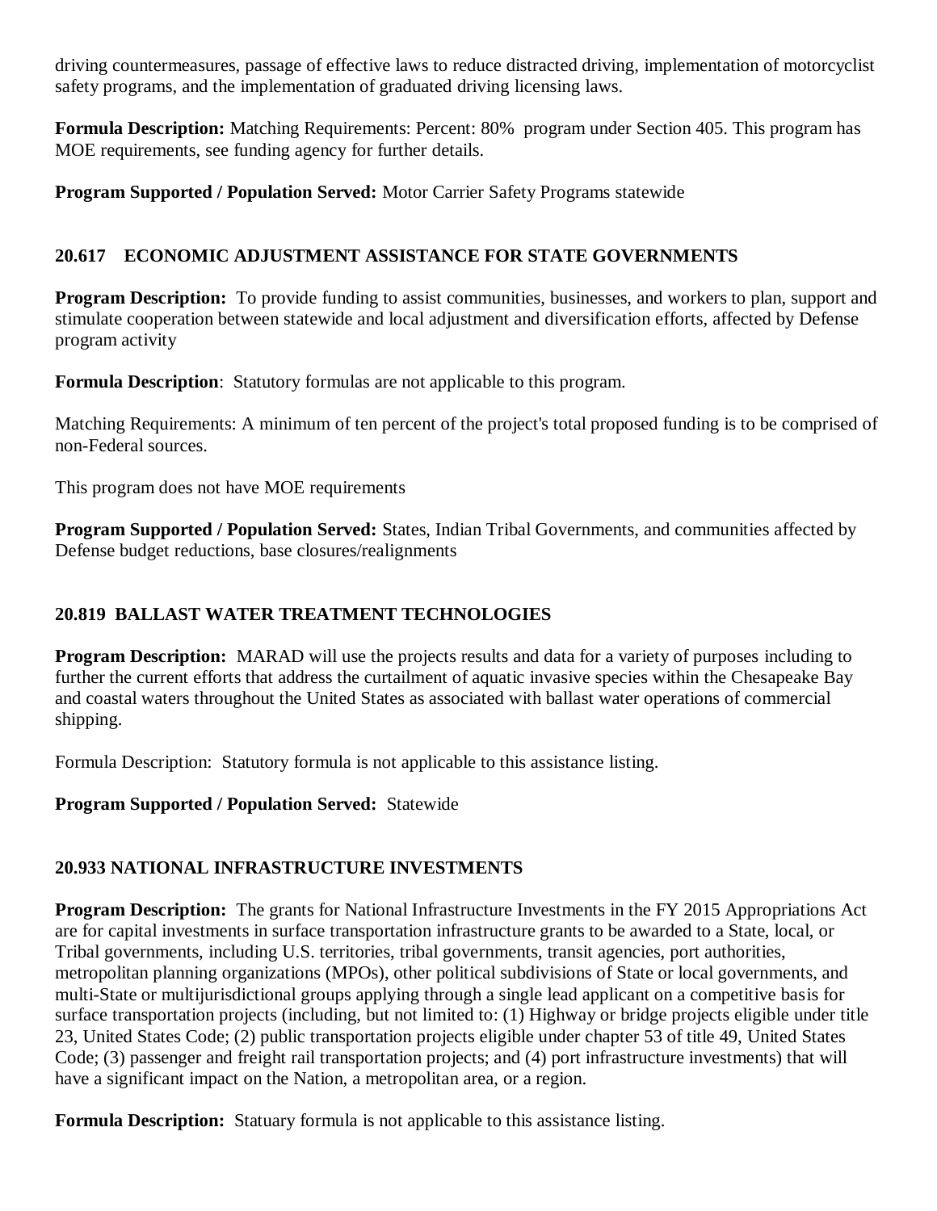driving countermeasures, passage of effective laws to reduce distracted driving, implementation of motorcyclist safety programs, and the implementation of graduated driving licensing laws.

**Formula Description:** Matching Requirements: Percent: 80% program under Section 405. This program has MOE requirements, see funding agency for further details.

**Program Supported / Population Served:** Motor Carrier Safety Programs statewide

### 20.617 ECONOMIC ADJUSTMENT ASSISTANCE FOR STATE GOVERNMENTS

**Program Description:** To provide funding to assist communities, businesses, and workers to plan, support and stimulate cooperation between statewide and local adjustment and diversification efforts, affected by Defense program activity

**Formula Description**: Statutory formulas are not applicable to this program.

Matching Requirements: A minimum of ten percent of the project's total proposed funding is to be comprised of non-Federal sources.

This program does not have MOE requirements

**Program Supported / Population Served:** States, Indian Tribal Governments, and communities affected by Defense budget reductions, base closures/realignments

### 20.819 BALLAST WATER TREATMENT TECHNOLOGIES

**Program Description:** MARAD will use the projects results and data for a variety of purposes including to further the current efforts that address the curtailment of aquatic invasive species within the Chesapeake Bay and coastal waters throughout the United States as associated with ballast water operations of commercial shipping.

Formula Description: Statutory formula is not applicable to this assistance listing.

**Program Supported / Population Served:** Statewide

### 20.933 NATIONAL INFRASTRUCTURE INVESTMENTS

**Program Description:** The grants for National Infrastructure Investments in the FY 2015 Appropriations Act are for capital investments in surface transportation infrastructure grants to be awarded to a State, local, or Tribal governments, including U.S. territories, tribal governments, transit agencies, port authorities, metropolitan planning organizations (MPOs), other political subdivisions of State or local governments, and multi-State or multijurisdictional groups applying through a single lead applicant on a competitive basis for surface transportation projects (including, but not limited to: (1) Highway or bridge projects eligible under title 23, United States Code; (2) public transportation projects eligible under chapter 53 of title 49, United States Code; (3) passenger and freight rail transportation projects; and (4) port infrastructure investments) that will have a significant impact on the Nation, a metropolitan area, or a region.

**Formula Description:** Statuary formula is not applicable to this assistance listing.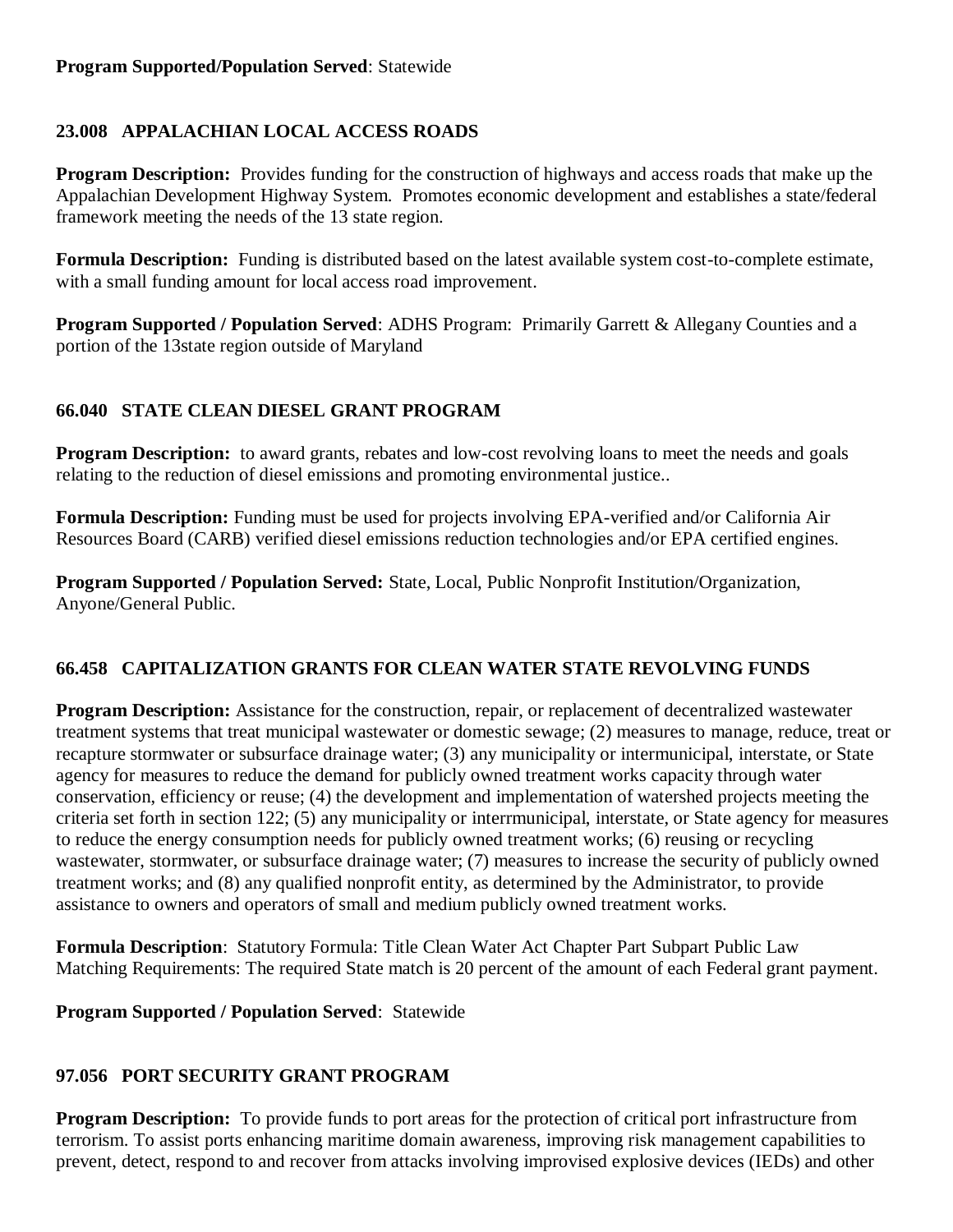**Program Supported/Population Served**: Statewide

### 23.008 APPALACHIAN LOCAL ACCESS ROADS

**Program Description:** Provides funding for the construction of highways and access roads that make up the Appalachian Development Highway System. Promotes economic development and establishes a state/federal framework meeting the needs of the 13 state region.

**Formula Description:** Funding is distributed based on the latest available system cost-to-complete estimate, with a small funding amount for local access road improvement.

**Program Supported / Population Served**: ADHS Program: Primarily Garrett & Allegany Counties and a portion of the 13state region outside of Maryland

### 66.040 STATE CLEAN DIESEL GRANT PROGRAM

**Program Description:** to award grants, rebates and low-cost revolving loans to meet the needs and goals relating to the reduction of diesel emissions and promoting environmental justice..

**Formula Description:** Funding must be used for projects involving EPA-verified and/or California Air Resources Board (CARB) verified diesel emissions reduction technologies and/or EPA certified engines.

**Program Supported / Population Served:** State, Local, Public Nonprofit Institution/Organization, Anyone/General Public.

### 66.458 CAPITALIZATION GRANTS FOR CLEAN WATER STATE REVOLVING FUNDS

**Program Description:** Assistance for the construction, repair, or replacement of decentralized wastewater treatment systems that treat municipal wastewater or domestic sewage; (2) measures to manage, reduce, treat or recapture stormwater or subsurface drainage water; (3) any municipality or intermunicipal, interstate, or State agency for measures to reduce the demand for publicly owned treatment works capacity through water conservation, efficiency or reuse; (4) the development and implementation of watershed projects meeting the criteria set forth in section 122; (5) any municipality or interrmunicipal, interstate, or State agency for measures to reduce the energy consumption needs for publicly owned treatment works; (6) reusing or recycling wastewater, stormwater, or subsurface drainage water; (7) measures to increase the security of publicly owned treatment works; and (8) any qualified nonprofit entity, as determined by the Administrator, to provide assistance to owners and operators of small and medium publicly owned treatment works.

**Formula Description**: Statutory Formula: Title Clean Water Act Chapter Part Subpart Public Law Matching Requirements: The required State match is 20 percent of the amount of each Federal grant payment.

**Program Supported / Population Served**: Statewide

### 97.056 PORT SECURITY GRANT PROGRAM

**Program Description:** To provide funds to port areas for the protection of critical port infrastructure from terrorism. To assist ports enhancing maritime domain awareness, improving risk management capabilities to prevent, detect, respond to and recover from attacks involving improvised explosive devices (IEDs) and other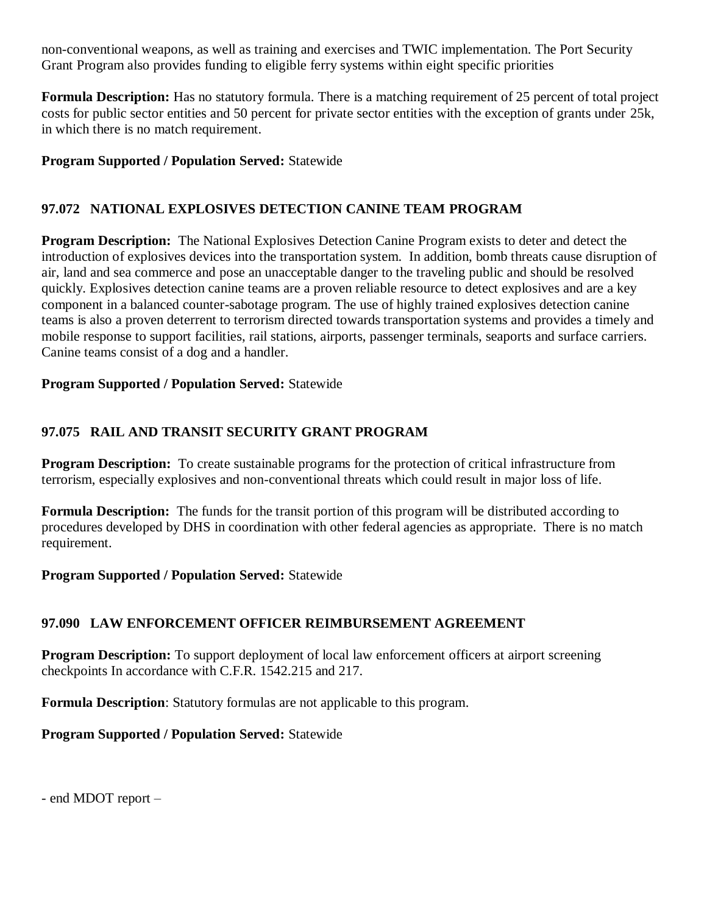non-conventional weapons, as well as training and exercises and TWIC implementation. The Port Security Grant Program also provides funding to eligible ferry systems within eight specific priorities

**Formula Description:** Has no statutory formula. There is a matching requirement of 25 percent of total project costs for public sector entities and 50 percent for private sector entities with the exception of grants under 25k, in which there is no match requirement.

**Program Supported / Population Served:** Statewide

### 97.072 NATIONAL EXPLOSIVES DETECTION CANINE TEAM PROGRAM

**Program Description:** The National Explosives Detection Canine Program exists to deter and detect the introduction of explosives devices into the transportation system. In addition, bomb threats cause disruption of air, land and sea commerce and pose an unacceptable danger to the traveling public and should be resolved quickly. Explosives detection canine teams are a proven reliable resource to detect explosives and are a key component in a balanced counter-sabotage program. The use of highly trained explosives detection canine teams is also a proven deterrent to terrorism directed towards transportation systems and provides a timely and mobile response to support facilities, rail stations, airports, passenger terminals, seaports and surface carriers. Canine teams consist of a dog and a handler.

**Program Supported / Population Served:** Statewide

### 97.075 RAIL AND TRANSIT SECURITY GRANT PROGRAM

**Program Description:** To create sustainable programs for the protection of critical infrastructure from terrorism, especially explosives and non-conventional threats which could result in major loss of life.

**Formula Description:** The funds for the transit portion of this program will be distributed according to procedures developed by DHS in coordination with other federal agencies as appropriate. There is no match requirement.

**Program Supported / Population Served:** Statewide

### 97.090 LAW ENFORCEMENT OFFICER REIMBURSEMENT AGREEMENT

**Program Description:** To support deployment of local law enforcement officers at airport screening checkpoints In accordance with C.F.R. 1542.215 and 217.

**Formula Description**: Statutory formulas are not applicable to this program.

**Program Supported / Population Served:** Statewide

- end MDOT report –